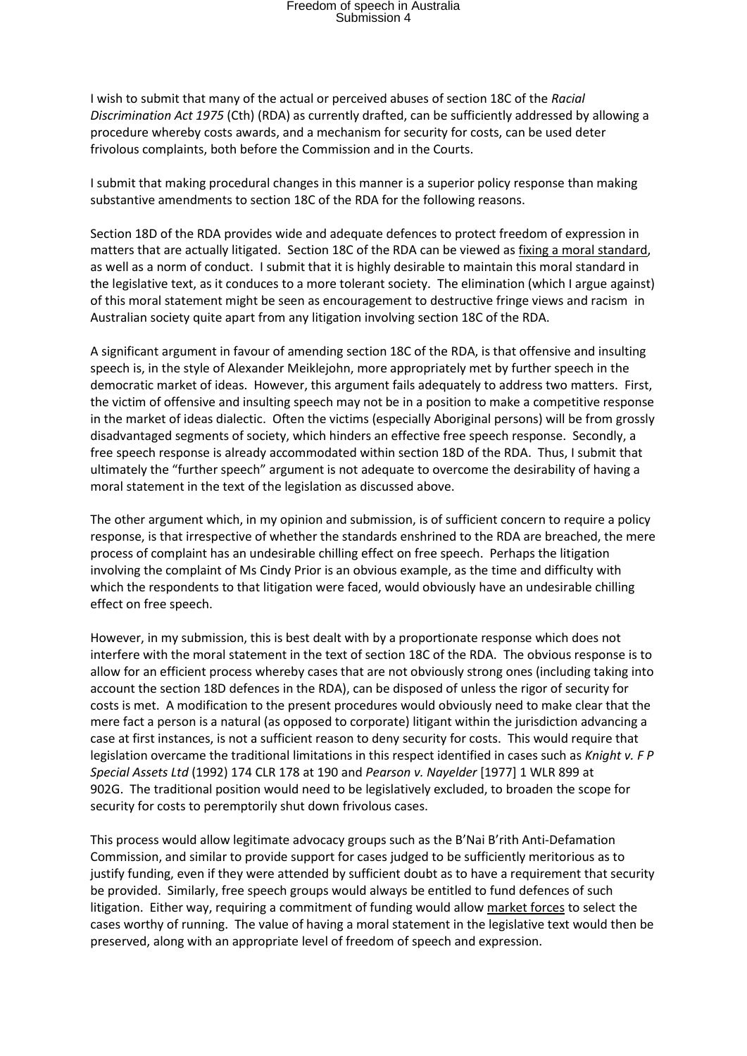I wish to submit that many of the actual or perceived abuses of section 18C of the *Racial Discrimination Act 1975* (Cth) (RDA) as currently drafted, can be sufficiently addressed by allowing a procedure whereby costs awards, and a mechanism for security for costs, can be used deter frivolous complaints, both before the Commission and in the Courts.

I submit that making procedural changes in this manner is a superior policy response than making substantive amendments to section 18C of the RDA for the following reasons.

Section 18D of the RDA provides wide and adequate defences to protect freedom of expression in matters that are actually litigated. Section 18C of the RDA can be viewed as <u>fixing a moral standard</u>, as well as a norm of conduct. I submit that it is highly desirable to maintain this moral standard in the legislative text, as it conduces to a more tolerant society. The elimination (which I argue against) of this moral statement might be seen as encouragement to destructive fringe views and racism in Australian society quite apart from any litigation involving section 18C of the RDA.

A significant argument in favour of amending section 18C of the RDA, is that offensive and insulting speech is, in the style of Alexander Meiklejohn, more appropriately met by further speech in the democratic market of ideas. However, this argument fails adequately to address two matters. First, the victim of offensive and insulting speech may not be in a position to make a competitive response in the market of ideas dialectic. Often the victims (especially Aboriginal persons) will be from grossly disadvantaged segments of society, which hinders an effective free speech response. Secondly, a free speech response is already accommodated within section 18D of the RDA. Thus, I submit that ultimately the "further speech" argument is not adequate to overcome the desirability of having a moral statement in the text of the legislation as discussed above.

The other argument which, in my opinion and submission, is of sufficient concern to require a policy response, is that irrespective of whether the standards enshrined to the RDA are breached, the mere process of complaint has an undesirable chilling effect on free speech. Perhaps the litigation involving the complaint of Ms Cindy Prior is an obvious example, as the time and difficulty with which the respondents to that litigation were faced, would obviously have an undesirable chilling effect on free speech.

However, in my submission, this is best dealt with by a proportionate response which does not interfere with the moral statement in the text of section 18C of the RDA. The obvious response is to allow for an efficient process whereby cases that are not obviously strong ones (including taking into account the section 18D defences in the RDA), can be disposed of unless the rigor of security for costs is met. A modification to the present procedures would obviously need to make clear that the mere fact a person is a natural (as opposed to corporate) litigant within the jurisdiction advancing a case at first instances, is not a sufficient reason to deny security for costs. This would require that legislation overcame the traditional limitations in this respect identified in cases such as *Knight v. F P Special Assets Ltd* (1992) 174 CLR 178 at 190 and *Pearson v. Nayelder* [1977] 1 WLR 899 at 902G. The traditional position would need to be legislatively excluded, to broaden the scope for security for costs to peremptorily shut down frivolous cases.

This process would allow legitimate advocacy groups such as the B'Nai B'rith Anti-Defamation Commission, and similar to provide support for cases judged to be sufficiently meritorious as to justify funding, even if they were attended by sufficient doubt as to have a requirement that security be provided. Similarly, free speech groups would always be entitled to fund defences of such litigation. Either way, requiring a commitment of funding would allow <u>market forces</u> to select the cases worthy of running. The value of having a moral statement in the legislative text would then be preserved, along with an appropriate level of freedom of speech and expression.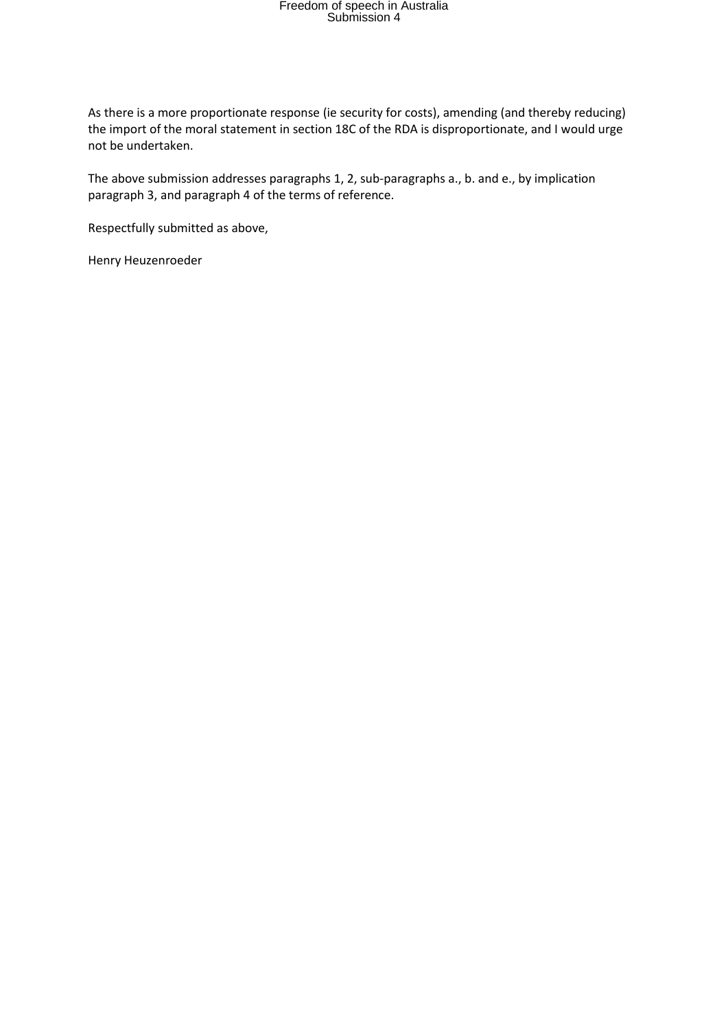As there is a more proportionate response (ie security for costs), amending (and thereby reducing) the import of the moral statement in section 18C of the RDA is disproportionate, and I would urge not be undertaken.

The above submission addresses paragraphs 1, 2, sub-paragraphs a., b. and e., by implication paragraph 3, and paragraph 4 of the terms of reference.

Respectfully submitted as above,

Henry Heuzenroeder